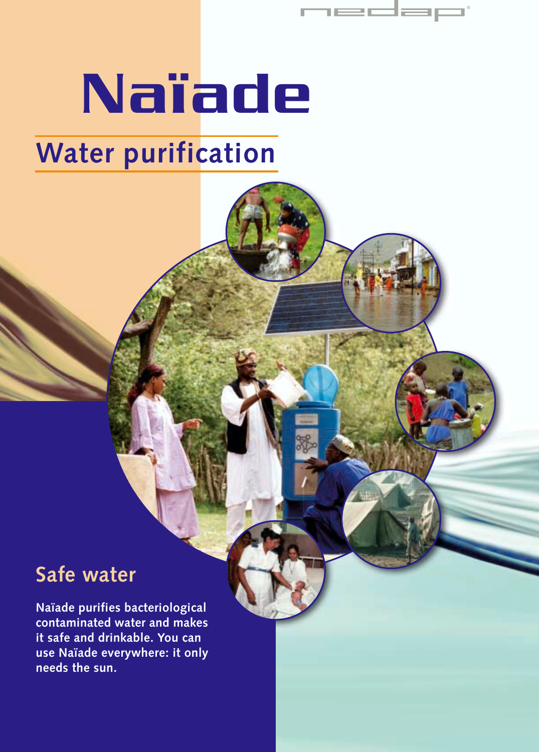# Naïade

## Water purification

## Safe water

**Naïade purifies bacteriological contaminated water and makes it safe and drinkable. You can use Naïade everywhere: it only needs the sun.**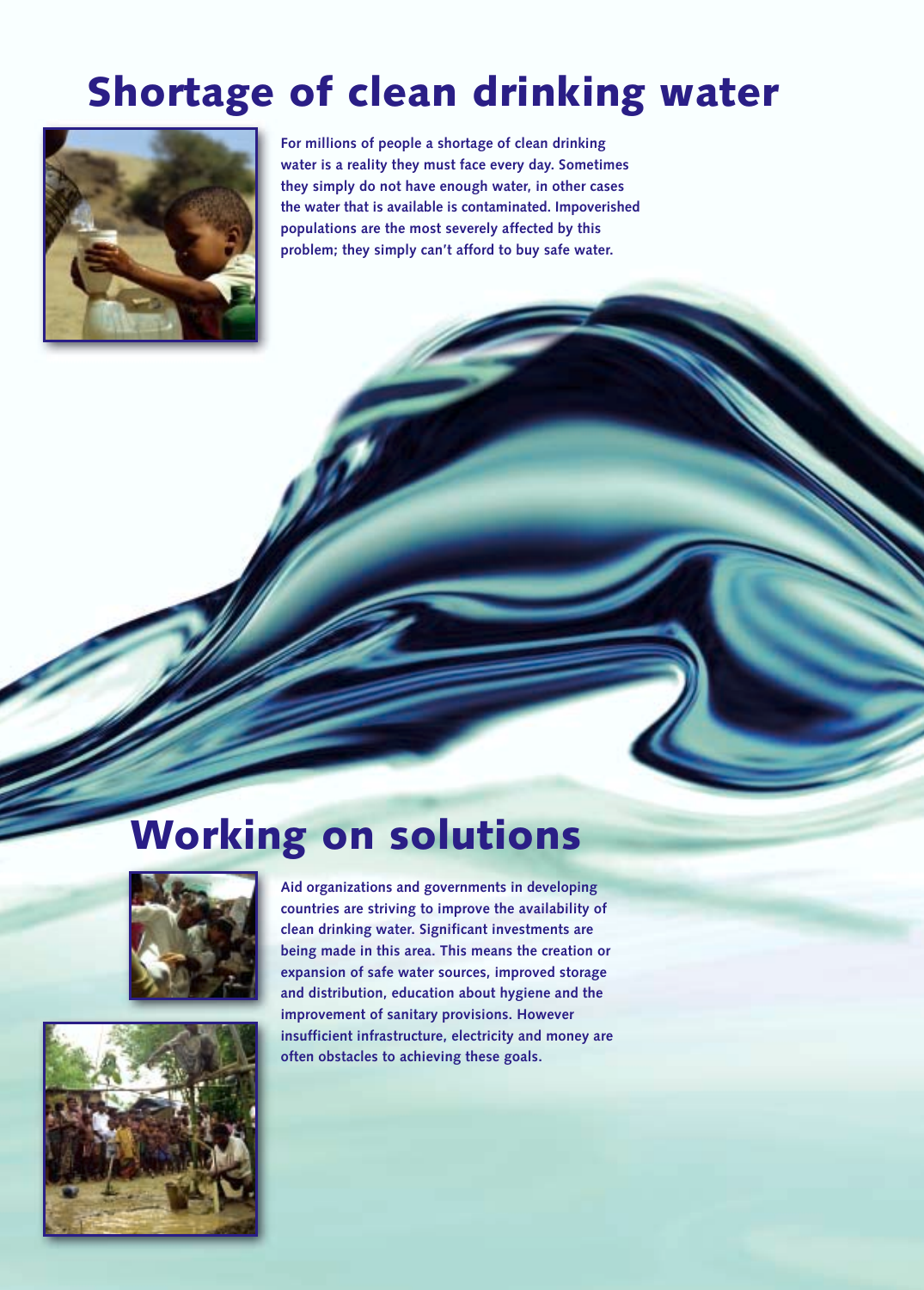# Shortage of clean drinking water

For millions of people a shortage of clean drinking water is a reality they must face every day. Sometimes they simply do not have enough water, in other cases the water that is available is contaminated. Impoverished populations are the most severely affected by this problem; they simply can't afford to buy safe water.

# Working on solutions

Aid organizations and governments in developing countries are striving to improve the availability of clean drinking water. Significant investments are being made in this area. This means the creation or expansion of safe water sources, improved storage and distribution, education about hygiene and the improvement of sanitary provisions. However insufficient infrastructure, electricity and money are often obstacles to achieving these goals.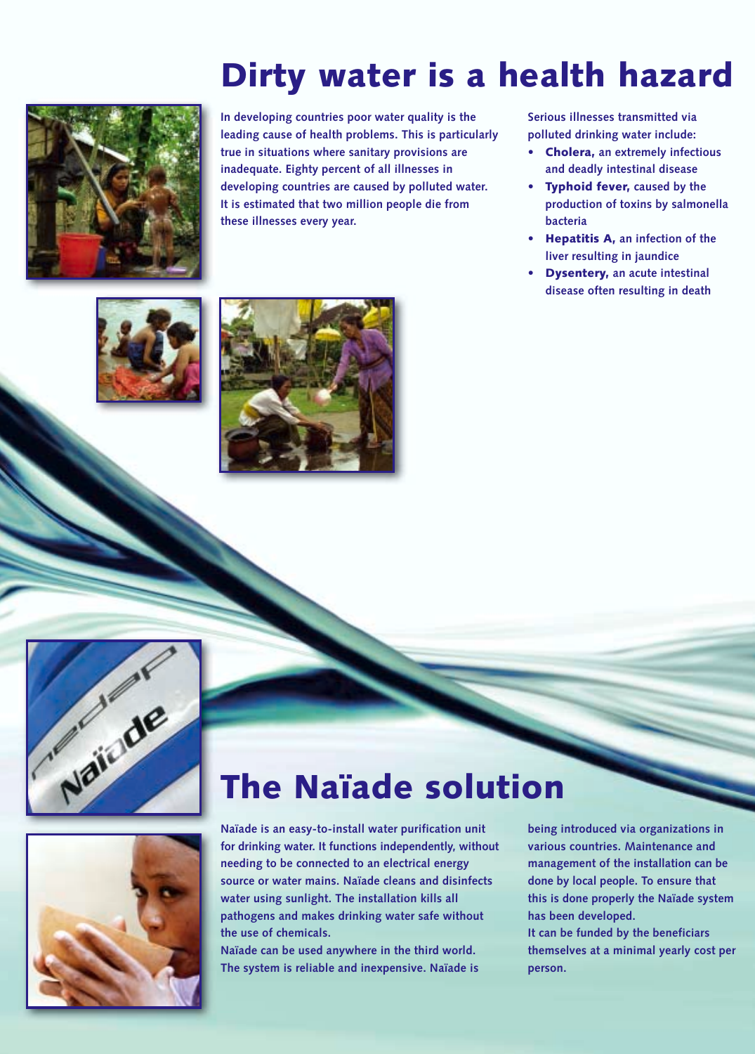# Dirty water is a health hazard

In developing countries poor water quality is the leading cause of health problems. This is particularly true in situations where sanitary provisions are inadequate. Eighty percent of all illnesses in developing countries are caused by polluted water. It is estimated that two million people die from these illnesses every year.

Serious illnesses transmitted via polluted drinking water include:

- **Cholera,** an extremely infectious and deadly intestinal disease
- **Typhoid fever,** caused by the production of toxins by salmonella bacteria
- **Hepatitis A,** an infection of the liver resulting in jaundice
- **Dysentery,** an acute intestinal disease often resulting in death

# The Naïade solution

Naïade is an easy-to-install water purification unit for drinking water. It functions independently, without needing to be connected to an electrical energy source or water mains. Naïade cleans and disinfects water using sunlight. The installation kills all pathogens and makes drinking water safe without the use of chemicals.
Naïade can be used anywhere in the third world. The system is reliable and inexpensive. Naïade is being introduced via organizations in various countries. Maintenance and management of the installation can be done by local people. To ensure that this is done properly the Naïade system has been developed.
It can be funded by the beneficiars themselves at a minimal yearly cost per person.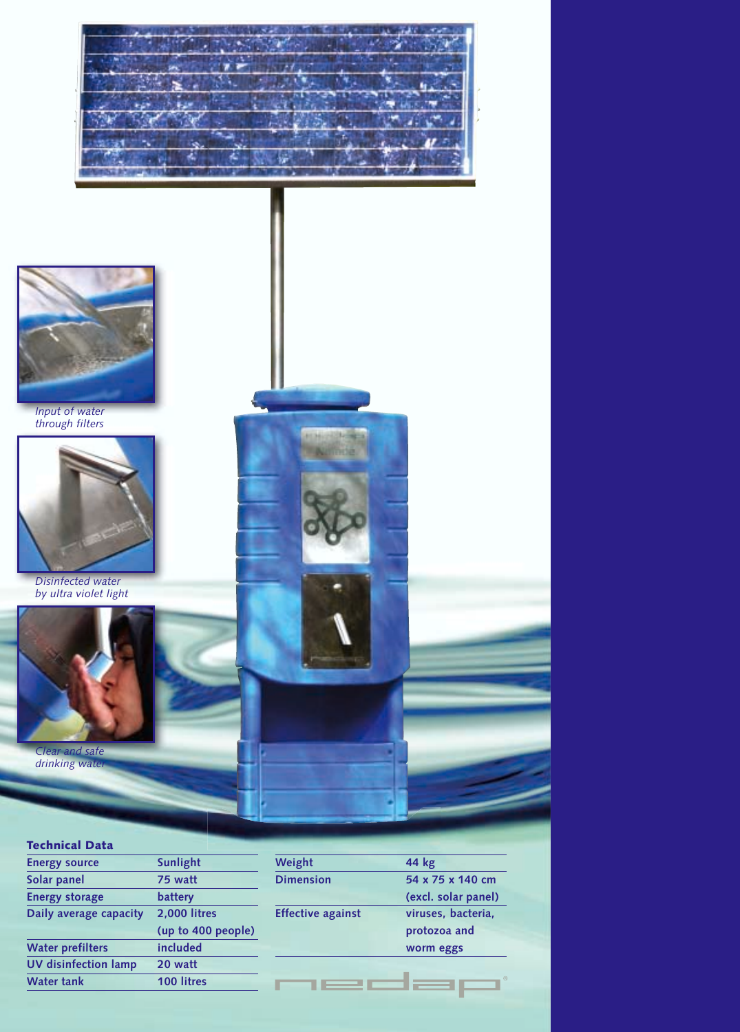*Input of water through filters*

*Disinfected water by ultra violet light*

*Clear and safe drinking water*

### Technical Data

| | |
|---|---|
| Energy source | Sunlight |
| Solar panel | 75 watt |
| Energy storage | battery |
| Daily average capacity | 2,000 litres (up to 400 people) |
| Water prefilters | included |
| UV disinfection lamp | 20 watt |
| Water tank | 100 litres |
| Weight | 44 kg |
| Dimension | 54 x 75 x 140 cm (excl. solar panel) |
| Effective against | viruses, bacteria, protozoa and worm eggs |

nedap®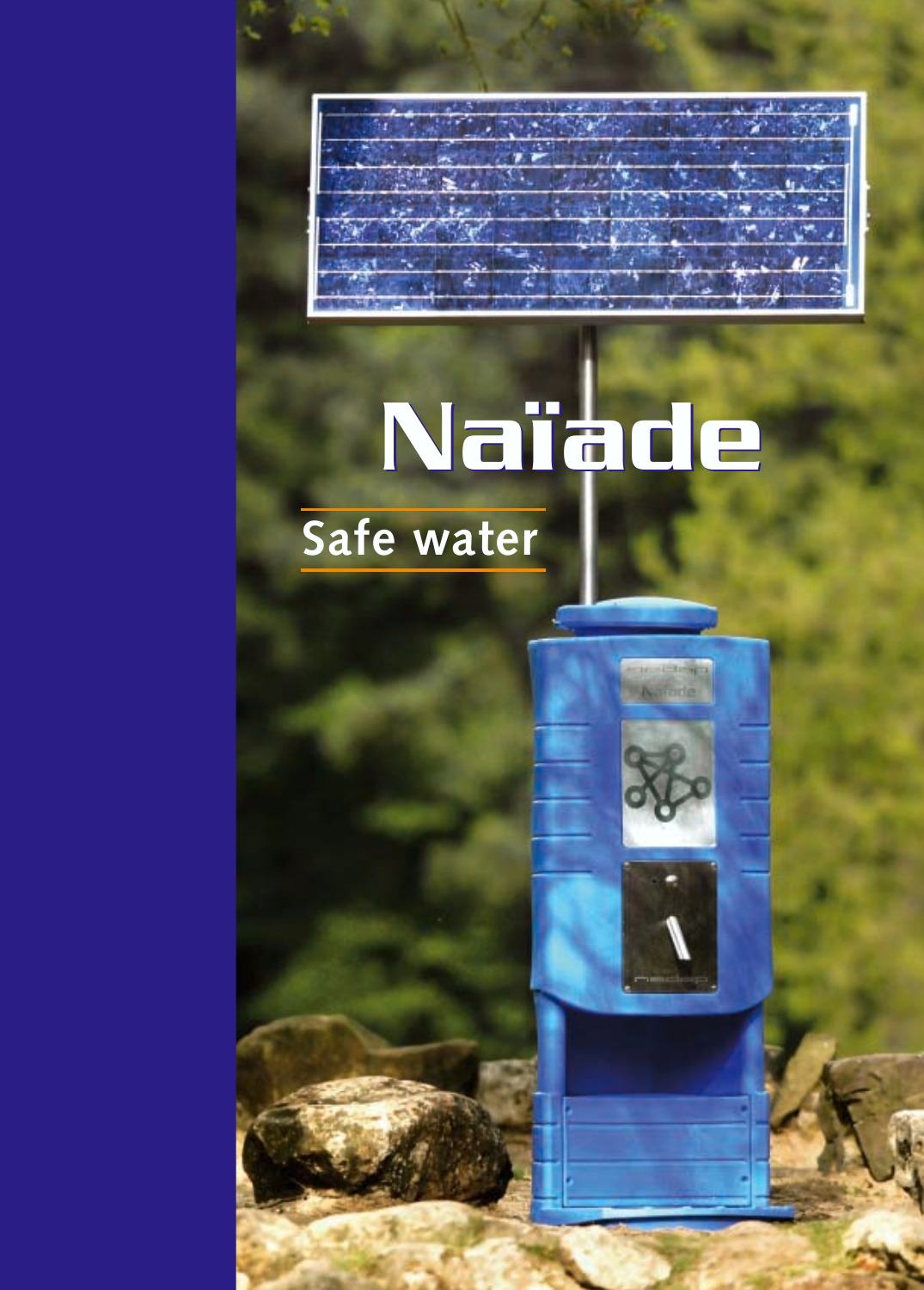# Naïade

## Safe water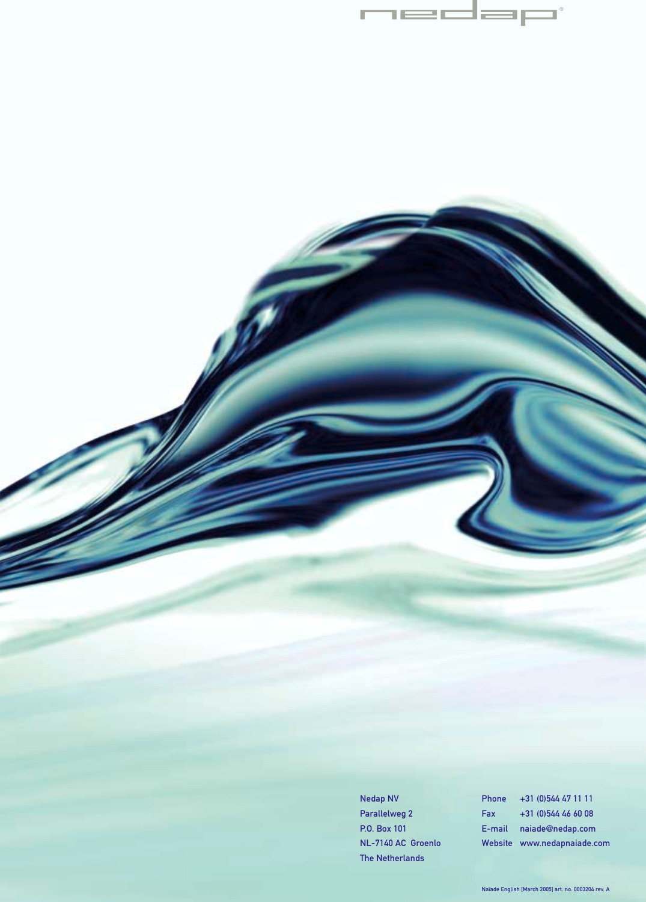nedap

Nedap NV
Parallelweg 2
P.O. Box 101
NL-7140 AC Groenlo
The Netherlands

| | |
|---|---|
| Phone | +31 (0)544 47 11 11 |
| Fax | +31 (0)544 46 60 08 |
| E-mail | naiade@nedap.com |
| Website | www.nedapnaiade.com |

Naïade English [March 2005] art. no. 0003204 rev. A